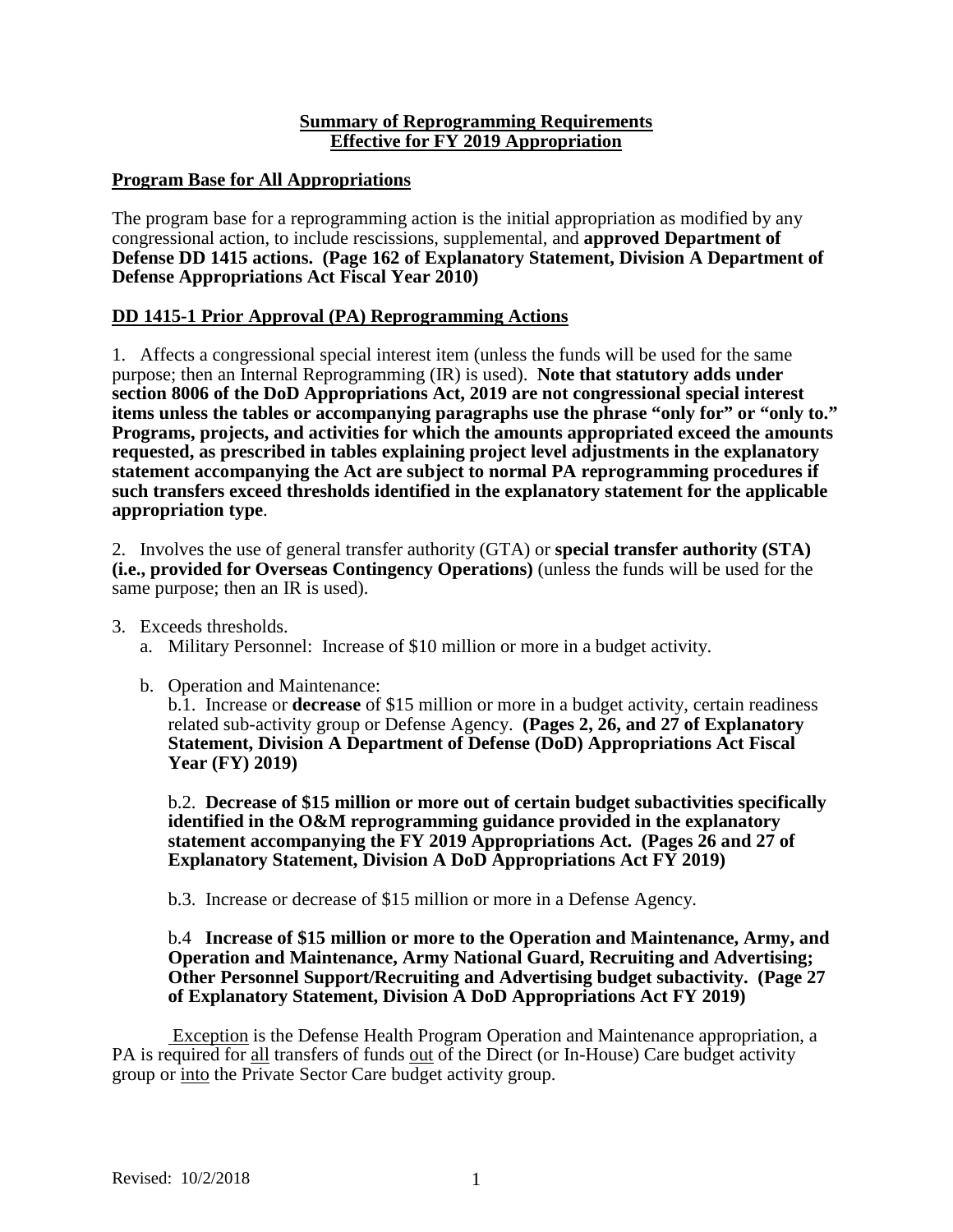# Summary of Reprogramming Requirements
# Effective for FY 2019 Appropriation

## Program Base for All Appropriations

The program base for a reprogramming action is the initial appropriation as modified by any congressional action, to include rescissions, supplemental, and **approved Department of Defense DD 1415 actions. (Page 162 of Explanatory Statement, Division A Department of Defense Appropriations Act Fiscal Year 2010)**

## DD 1415-1 Prior Approval (PA) Reprogramming Actions

1. Affects a congressional special interest item (unless the funds will be used for the same purpose; then an Internal Reprogramming (IR) is used). **Note that statutory adds under section 8006 of the DoD Appropriations Act, 2019 are not congressional special interest items unless the tables or accompanying paragraphs use the phrase "only for" or "only to." Programs, projects, and activities for which the amounts appropriated exceed the amounts requested, as prescribed in tables explaining project level adjustments in the explanatory statement accompanying the Act are subject to normal PA reprogramming procedures if such transfers exceed thresholds identified in the explanatory statement for the applicable appropriation type**.

2. Involves the use of general transfer authority (GTA) or **special transfer authority (STA) (i.e., provided for Overseas Contingency Operations)** (unless the funds will be used for the same purpose; then an IR is used).

3. Exceeds thresholds.
   a. Military Personnel: Increase of $10 million or more in a budget activity.

   b. Operation and Maintenance:
      b.1. Increase or **decrease** of $15 million or more in a budget activity, certain readiness related sub-activity group or Defense Agency. **(Pages 2, 26, and 27 of Explanatory Statement, Division A Department of Defense (DoD) Appropriations Act Fiscal Year (FY) 2019)**

      b.2. **Decrease of $15 million or more out of certain budget subactivities specifically identified in the O&M reprogramming guidance provided in the explanatory statement accompanying the FY 2019 Appropriations Act. (Pages 26 and 27 of Explanatory Statement, Division A DoD Appropriations Act FY 2019)**

      b.3. Increase or decrease of $15 million or more in a Defense Agency.

      b.4 **Increase of $15 million or more to the Operation and Maintenance, Army, and Operation and Maintenance, Army National Guard, Recruiting and Advertising; Other Personnel Support/Recruiting and Advertising budget subactivity. (Page 27 of Explanatory Statement, Division A DoD Appropriations Act FY 2019)**

<u>Exception</u> is the Defense Health Program Operation and Maintenance appropriation, a PA is required for <u>all</u> transfers of funds <u>out</u> of the Direct (or In-House) Care budget activity group or <u>into</u> the Private Sector Care budget activity group.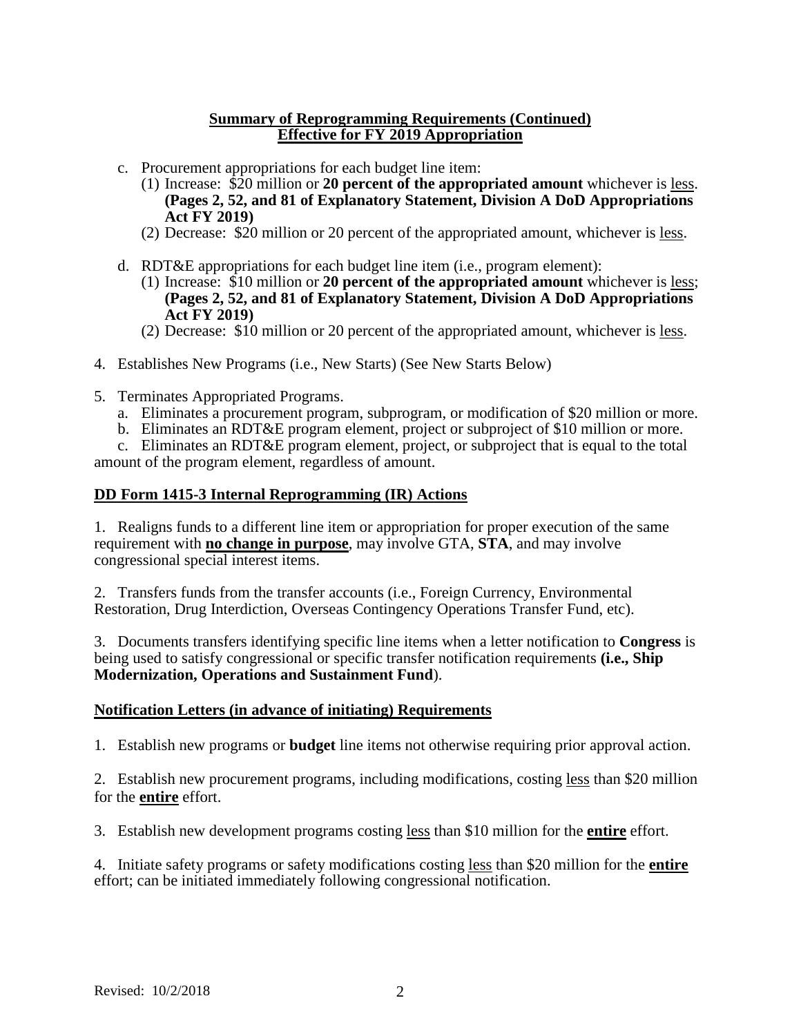**Summary of Reprogramming Requirements (Continued)**
**Effective for FY 2019 Appropriation**

c. Procurement appropriations for each budget line item:
   (1) Increase: $20 million or **20 percent of the appropriated amount** whichever is less. **(Pages 2, 52, and 81 of Explanatory Statement, Division A DoD Appropriations Act FY 2019)**
   (2) Decrease: $20 million or 20 percent of the appropriated amount, whichever is less.

d. RDT&E appropriations for each budget line item (i.e., program element):
   (1) Increase: $10 million or **20 percent of the appropriated amount** whichever is less; **(Pages 2, 52, and 81 of Explanatory Statement, Division A DoD Appropriations Act FY 2019)**
   (2) Decrease: $10 million or 20 percent of the appropriated amount, whichever is less.

4. Establishes New Programs (i.e., New Starts) (See New Starts Below)

5. Terminates Appropriated Programs.
   a. Eliminates a procurement program, subprogram, or modification of $20 million or more.
   b. Eliminates an RDT&E program element, project or subproject of $10 million or more.
   c. Eliminates an RDT&E program element, project, or subproject that is equal to the total amount of the program element, regardless of amount.

**DD Form 1415-3 Internal Reprogramming (IR) Actions**

1. Realigns funds to a different line item or appropriation for proper execution of the same requirement with **no change in purpose**, may involve GTA, **STA**, and may involve congressional special interest items.

2. Transfers funds from the transfer accounts (i.e., Foreign Currency, Environmental Restoration, Drug Interdiction, Overseas Contingency Operations Transfer Fund, etc).

3. Documents transfers identifying specific line items when a letter notification to **Congress** is being used to satisfy congressional or specific transfer notification requirements **(i.e., Ship Modernization, Operations and Sustainment Fund**).

**Notification Letters (in advance of initiating) Requirements**

1. Establish new programs or **budget** line items not otherwise requiring prior approval action.

2. Establish new procurement programs, including modifications, costing less than $20 million for the **entire** effort.

3. Establish new development programs costing less than $10 million for the **entire** effort.

4. Initiate safety programs or safety modifications costing less than $20 million for the **entire** effort; can be initiated immediately following congressional notification.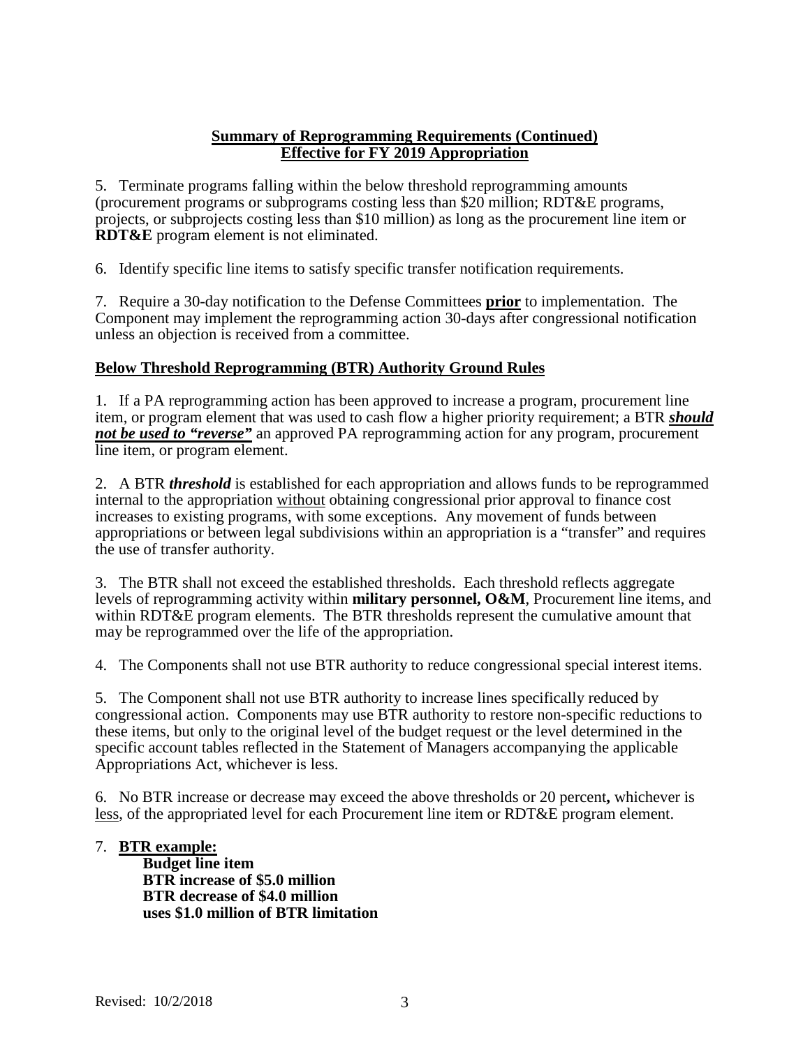**Summary of Reprogramming Requirements (Continued)**
**Effective for FY 2019 Appropriation**

5. Terminate programs falling within the below threshold reprogramming amounts (procurement programs or subprograms costing less than $20 million; RDT&E programs, projects, or subprojects costing less than $10 million) as long as the procurement line item or **RDT&E** program element is not eliminated.

6. Identify specific line items to satisfy specific transfer notification requirements.

7. Require a 30-day notification to the Defense Committees <u>**prior**</u> to implementation. The Component may implement the reprogramming action 30-days after congressional notification unless an objection is received from a committee.

## <u>Below Threshold Reprogramming (BTR) Authority Ground Rules</u>

1. If a PA reprogramming action has been approved to increase a program, procurement line item, or program element that was used to cash flow a higher priority requirement; a BTR ***<u>should not be used to "reverse"</u>*** an approved PA reprogramming action for any program, procurement line item, or program element.

2. A BTR ***threshold*** is established for each appropriation and allows funds to be reprogrammed internal to the appropriation <u>without</u> obtaining congressional prior approval to finance cost increases to existing programs, with some exceptions. Any movement of funds between appropriations or between legal subdivisions within an appropriation is a "transfer" and requires the use of transfer authority.

3. The BTR shall not exceed the established thresholds. Each threshold reflects aggregate levels of reprogramming activity within **military personnel, O&M**, Procurement line items, and within RDT&E program elements. The BTR thresholds represent the cumulative amount that may be reprogrammed over the life of the appropriation.

4. The Components shall not use BTR authority to reduce congressional special interest items.

5. The Component shall not use BTR authority to increase lines specifically reduced by congressional action. Components may use BTR authority to restore non-specific reductions to these items, but only to the original level of the budget request or the level determined in the specific account tables reflected in the Statement of Managers accompanying the applicable Appropriations Act, whichever is less.

6. No BTR increase or decrease may exceed the above thresholds or 20 percent**,** whichever is <u>less</u>, of the appropriated level for each Procurement line item or RDT&E program element.

7. <u>**BTR example:**</u>
   **Budget line item**
   **BTR increase of $5.0 million**
   **BTR decrease of $4.0 million**
   **uses $1.0 million of BTR limitation**

Revised: 10/2/2018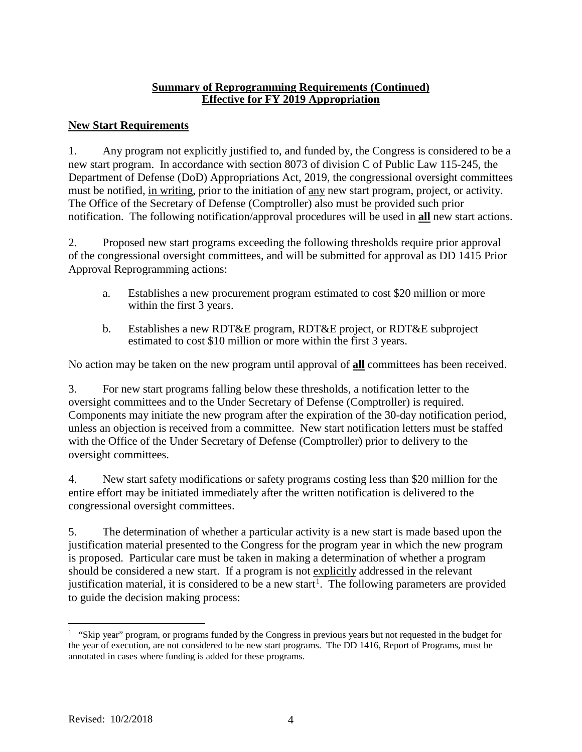**Summary of Reprogramming Requirements (Continued)**
**Effective for FY 2019 Appropriation**

**New Start Requirements**

1. Any program not explicitly justified to, and funded by, the Congress is considered to be a new start program. In accordance with section 8073 of division C of Public Law 115-245, the Department of Defense (DoD) Appropriations Act, 2019, the congressional oversight committees must be notified, in writing, prior to the initiation of any new start program, project, or activity. The Office of the Secretary of Defense (Comptroller) also must be provided such prior notification. The following notification/approval procedures will be used in **all** new start actions.

2. Proposed new start programs exceeding the following thresholds require prior approval of the congressional oversight committees, and will be submitted for approval as DD 1415 Prior Approval Reprogramming actions:

   a. Establishes a new procurement program estimated to cost $20 million or more within the first 3 years.

   b. Establishes a new RDT&E program, RDT&E project, or RDT&E subproject estimated to cost $10 million or more within the first 3 years.

No action may be taken on the new program until approval of **all** committees has been received.

3. For new start programs falling below these thresholds, a notification letter to the oversight committees and to the Under Secretary of Defense (Comptroller) is required. Components may initiate the new program after the expiration of the 30-day notification period, unless an objection is received from a committee. New start notification letters must be staffed with the Office of the Under Secretary of Defense (Comptroller) prior to delivery to the oversight committees.

4. New start safety modifications or safety programs costing less than $20 million for the entire effort may be initiated immediately after the written notification is delivered to the congressional oversight committees.

5. The determination of whether a particular activity is a new start is made based upon the justification material presented to the Congress for the program year in which the new program is proposed. Particular care must be taken in making a determination of whether a program should be considered a new start. If a program is not explicitly addressed in the relevant justification material, it is considered to be a new start[1]. The following parameters are provided to guide the decision making process:

---

[1] "Skip year" program, or programs funded by the Congress in previous years but not requested in the budget for the year of execution, are not considered to be new start programs. The DD 1416, Report of Programs, must be annotated in cases where funding is added for these programs.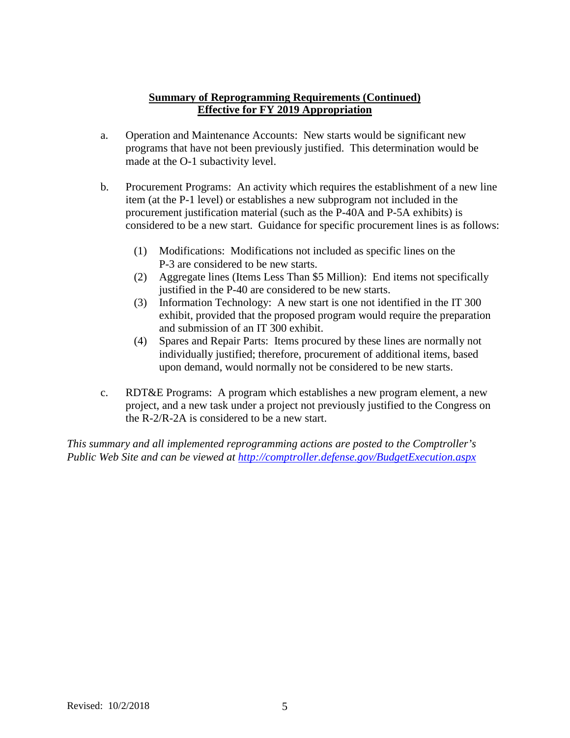**Summary of Reprogramming Requirements (Continued)**
**Effective for FY 2019 Appropriation**

a. Operation and Maintenance Accounts: New starts would be significant new programs that have not been previously justified. This determination would be made at the O-1 subactivity level.

b. Procurement Programs: An activity which requires the establishment of a new line item (at the P-1 level) or establishes a new subprogram not included in the procurement justification material (such as the P-40A and P-5A exhibits) is considered to be a new start. Guidance for specific procurement lines is as follows:

   (1) Modifications: Modifications not included as specific lines on the P-3 are considered to be new starts.
   (2) Aggregate lines (Items Less Than $5 Million): End items not specifically justified in the P-40 are considered to be new starts.
   (3) Information Technology: A new start is one not identified in the IT 300 exhibit, provided that the proposed program would require the preparation and submission of an IT 300 exhibit.
   (4) Spares and Repair Parts: Items procured by these lines are normally not individually justified; therefore, procurement of additional items, based upon demand, would normally not be considered to be new starts.

c. RDT&E Programs: A program which establishes a new program element, a new project, and a new task under a project not previously justified to the Congress on the R-2/R-2A is considered to be a new start.

*This summary and all implemented reprogramming actions are posted to the Comptroller's Public Web Site and can be viewed at [http://comptroller.defense.gov/BudgetExecution.aspx](http://comptroller.defense.gov/BudgetExecution.aspx)*

Revised: 10/2/2018